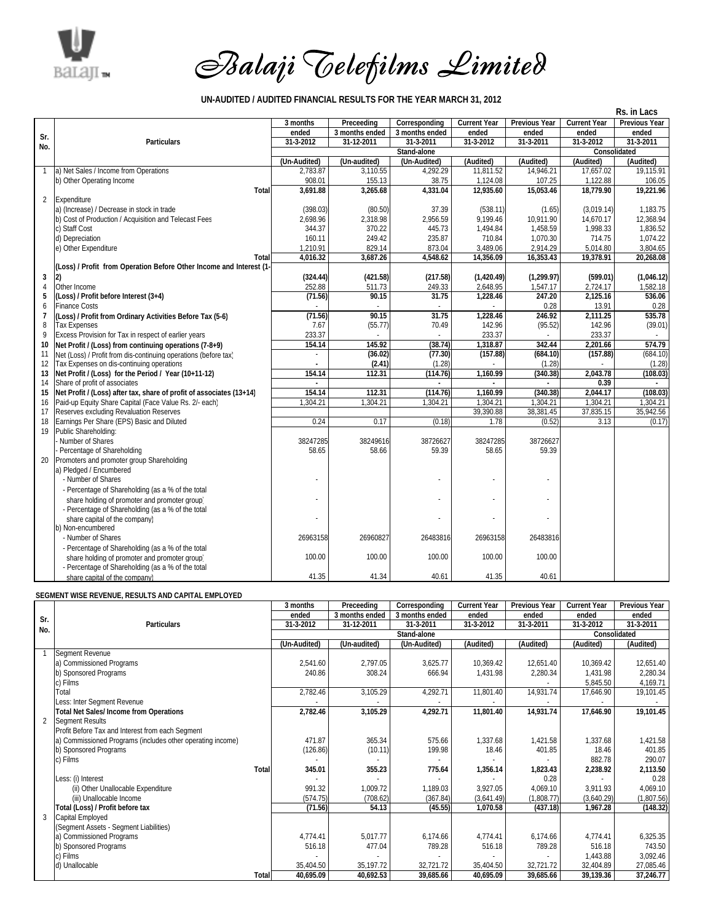# Balaji Telefilms Limited

## UN-AUDITED / AUDITED FINANCIAL RESULTS FOR THE YEAR MARCH 31, 2012

Rs. in Lacs

| Sr. No. | Particulars | 3 months ended 31-3-2012 | Preceeding 3 months ended 31-12-2011 | Corresponding 3 months ended 31-3-2011 | Current Year ended 31-3-2012 | Previous Year ended 31-3-2011 | Current Year ended 31-3-2012 | Previous Year ended 31-3-2011 |
|---|---|---|---|---|---|---|---|---|
| | | Stand-alone | | | | | Consolidated | |
| | | (Un-Audited) | (Un-audited) | (Un-Audited) | (Audited) | (Audited) | (Audited) | (Audited) |
| 1 | a) Net Sales / Income from Operations | 2,783.87 | 3,110.55 | 4,292.29 | 11,811.52 | 14,946.21 | 17,657.02 | 19,115.91 |
| | b) Other Operating Income | 908.01 | 155.13 | 38.75 | 1,124.08 | 107.25 | 1,122.88 | 106.05 |
| | **Total** | **3,691.88** | **3,265.68** | **4,331.04** | **12,935.60** | **15,053.46** | **18,779.90** | **19,221.96** |
| 2 | Expenditure | | | | | | | |
| | a) (Increase) / Decrease in stock in trade | (398.03) | (80.50) | 37.39 | (538.11) | (1.65) | (3,019.14) | 1,183.75 |
| | b) Cost of Production / Acquisition and Telecast Fees | 2,698.96 | 2,318.98 | 2,956.59 | 9,199.46 | 10,911.90 | 14,670.17 | 12,368.94 |
| | c) Staff Cost | 344.37 | 370.22 | 445.73 | 1,494.84 | 1,458.59 | 1,998.33 | 1,836.52 |
| | d) Depreciation | 160.11 | 249.42 | 235.87 | 710.84 | 1,070.30 | 714.75 | 1,074.22 |
| | e) Other Expenditure | 1,210.91 | 829.14 | 873.04 | 3,489.06 | 2,914.29 | 5,014.80 | 3,804.65 |
| | **Total** | **4,016.32** | **3,687.26** | **4,548.62** | **14,356.09** | **16,353.43** | **19,378.91** | **20,268.08** |
| 3 | **(Loss) / Profit from Operation Before Other Income and Interest (1-2)** | **(324.44)** | **(421.58)** | **(217.58)** | **(1,420.49)** | **(1,299.97)** | **(599.01)** | **(1,046.12)** |
| 4 | Other Income | 252.88 | 511.73 | 249.33 | 2,648.95 | 1,547.17 | 2,724.17 | 1,582.18 |
| 5 | **(Loss) / Profit before Interest (3+4)** | **(71.56)** | **90.15** | **31.75** | **1,228.46** | **247.20** | **2,125.16** | **536.06** |
| 6 | Finance Costs | - | - | - | - | 0.28 | 13.91 | 0.28 |
| 7 | **(Loss) / Profit from Ordinary Activities Before Tax (5-6)** | **(71.56)** | **90.15** | **31.75** | **1,228.46** | **246.92** | **2,111.25** | **535.78** |
| 8 | Tax Expenses | 7.67 | (55.77) | 70.49 | 142.96 | (95.52) | 142.96 | (39.01) |
| 9 | Excess Provision for Tax in respect of earlier years | 233.37 | - | - | 233.37 | - | 233.37 | - |
| 10 | **Net Profit / (Loss) from continuing operations (7-8+9)** | **154.14** | **145.92** | **(38.74)** | **1,318.87** | **342.44** | **2,201.66** | **574.79** |
| 11 | Net (Loss) / Profit from dis-continuing operations (before tax) | - | (36.02) | (77.30) | (157.88) | (684.10) | (157.88) | (684.10) |
| 12 | Tax Expenses on dis-continuing operations | - | (2.41) | (1.28) | - | (1.28) | - | (1.28) |
| 13 | **Net Profit / (Loss) for the Period / Year (10+11-12)** | **154.14** | **112.31** | **(114.76)** | **1,160.99** | **(340.38)** | **2,043.78** | **(108.03)** |
| 14 | Share of profit of associates | - | | - | - | - | 0.39 | - |
| 15 | **Net Profit / (Loss) after tax, share of profit of associates (13+14)** | **154.14** | **112.31** | **(114.76)** | **1,160.99** | **(340.38)** | **2,044.17** | **(108.03)** |
| 16 | Paid-up Equity Share Capital (Face Value Rs. 2/- each) | 1,304.21 | 1,304.21 | 1,304.21 | 1,304.21 | 1,304.21 | 1,304.21 | 1,304.21 |
| 17 | Reserves excluding Revaluation Reserves | | | | 39,390.88 | 38,381.45 | 37,835.15 | 35,942.56 |
| 18 | Earnings Per Share (EPS) Basic and Diluted | 0.24 | 0.17 | (0.18) | 1.78 | (0.52) | 3.13 | (0.17) |
| 19 | Public Shareholding: | | | | | | | |
| | - Number of Shares | 38247285 | 38249616 | 38726627 | 38247285 | 38726627 | | |
| | - Percentage of Shareholding | 58.65 | 58.66 | 59.39 | 58.65 | 59.39 | | |
| 20 | Promoters and promoter group Shareholding | | | | | | | |
| | a) Pledged / Encumbered | | | | | | | |
| | - Number of Shares | - | | - | - | - | | |
| | - Percentage of Shareholding (as a % of the total share holding of promoter and promoter group) | - | | - | - | - | | |
| | - Percentage of Shareholding (as a % of the total share capital of the company) | - | | - | - | - | | |
| | b) Non-encumbered | | | | | | | |
| | - Number of Shares | 26963158 | 26960827 | 26483816 | 26963158 | 26483816 | | |
| | - Percentage of Shareholding (as a % of the total share holding of promoter and promoter group) | 100.00 | 100.00 | 100.00 | 100.00 | 100.00 | | |
| | - Percentage of Shareholding (as a % of the total share capital of the company) | 41.35 | 41.34 | 40.61 | 41.35 | 40.61 | | |

## SEGMENT WISE REVENUE, RESULTS AND CAPITAL EMPLOYED

| Sr. No. | Particulars | 3 months ended 31-3-2012 | Preceeding 3 months ended 31-12-2011 | Corresponding 3 months ended 31-3-2011 | Current Year ended 31-3-2012 | Previous Year ended 31-3-2011 | Current Year ended 31-3-2012 | Previous Year ended 31-3-2011 |
|---|---|---|---|---|---|---|---|---|
| | | Stand-alone | | | | | Consolidated | |
| | | (Un-Audited) | (Un-audited) | (Un-Audited) | (Audited) | (Audited) | (Audited) | (Audited) |
| 1 | Segment Revenue | | | | | | | |
| | a) Commissioned Programs | 2,541.60 | 2,797.05 | 3,625.77 | 10,369.42 | 12,651.40 | 10,369.42 | 12,651.40 |
| | b) Sponsored Programs | 240.86 | 308.24 | 666.94 | 1,431.98 | 2,280.34 | 1,431.98 | 2,280.34 |
| | c) Films | | | | | - | 5,845.50 | 4,169.71 |
| | Total | 2,782.46 | 3,105.29 | 4,292.71 | 11,801.40 | 14,931.74 | 17,646.90 | 19,101.45 |
| | Less: Inter Segment Revenue | - | - | - | - | - | - | - |
| | **Total Net Sales/ Income from Operations** | **2,782.46** | **3,105.29** | **4,292.71** | **11,801.40** | **14,931.74** | **17,646.90** | **19,101.45** |
| 2 | Segment Results | | | | | | | |
| | Profit Before Tax and Interest from each Segment | | | | | | | |
| | a) Commissioned Programs (includes other operating income) | 471.87 | 365.34 | 575.66 | 1,337.68 | 1,421.58 | 1,337.68 | 1,421.58 |
| | b) Sponsored Programs | (126.86) | (10.11) | 199.98 | 18.46 | 401.85 | 18.46 | 401.85 |
| | c) Films | - | - | - | - | - | 882.78 | 290.07 |
| | **Total** | **345.01** | **355.23** | **775.64** | **1,356.14** | **1,823.43** | **2,238.92** | **2,113.50** |
| | Less: (i) Interest | - | - | - | - | 0.28 | - | 0.28 |
| | (ii) Other Unallocable Expenditure | 991.32 | 1,009.72 | 1,189.03 | 3,927.05 | 4,069.10 | 3,911.93 | 4,069.10 |
| | (iii) Unallocable Income | (574.75) | (708.62) | (367.84) | (3,641.49) | (1,808.77) | (3,640.29) | (1,807.56) |
| | **Total (Loss) / Profit before tax** | **(71.56)** | **54.13** | **(45.55)** | **1,070.58** | **(437.18)** | **1,967.28** | **(148.32)** |
| 3 | Capital Employed | | | | | | | |
| | (Segment Assets - Segment Liabilities) | | | | | | | |
| | a) Commissioned Programs | 4,774.41 | 5,017.77 | 6,174.66 | 4,774.41 | 6,174.66 | 4,774.41 | 6,325.35 |
| | b) Sponsored Programs | 516.18 | 477.04 | 789.28 | 516.18 | 789.28 | 516.18 | 743.50 |
| | c) Films | - | - | - | - | - | 1,443.88 | 3,092.46 |
| | d) Unallocable | 35,404.50 | 35,197.72 | 32,721.72 | 35,404.50 | 32,721.72 | 32,404.89 | 27,085.46 |
| | **Total** | **40,695.09** | **40,692.53** | **39,685.66** | **40,695.09** | **39,685.66** | **39,139.36** | **37,246.77** |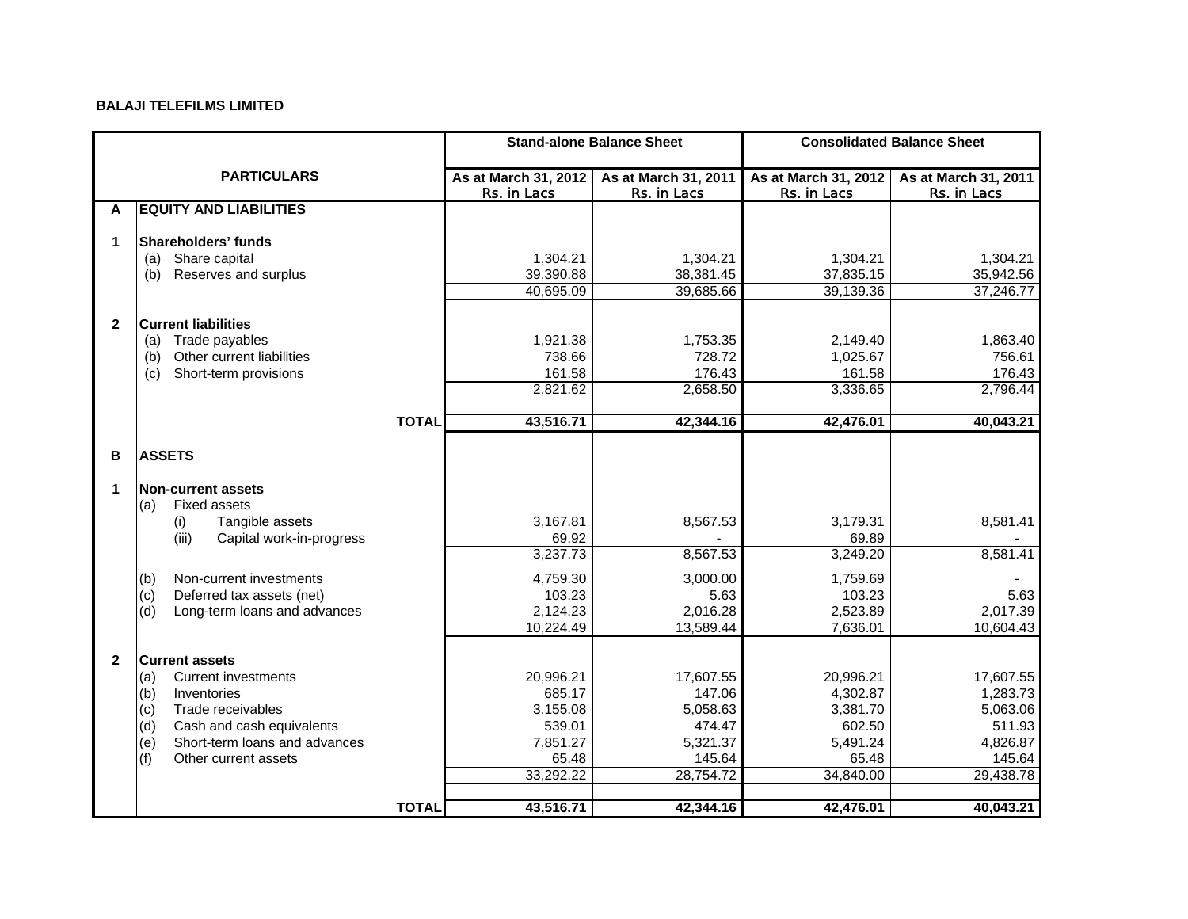**BALAJI TELEFILMS LIMITED**

| | | PARTICULARS | Stand-alone Balance Sheet | | Consolidated Balance Sheet | |
|---|---|---|---|---|---|---|
| | | | As at March 31, 2012 | As at March 31, 2011 | As at March 31, 2012 | As at March 31, 2011 |
| | | | Rs. in Lacs | Rs. in Lacs | Rs. in Lacs | Rs. in Lacs |
| **A** | **EQUITY AND LIABILITIES** | | | | | |
| **1** | **Shareholders' funds** | | | | | |
| | (a) | Share capital | 1,304.21 | 1,304.21 | 1,304.21 | 1,304.21 |
| | (b) | Reserves and surplus | 39,390.88 | 38,381.45 | 37,835.15 | 35,942.56 |
| | | | 40,695.09 | 39,685.66 | 39,139.36 | 37,246.77 |
| **2** | **Current liabilities** | | | | | |
| | (a) | Trade payables | 1,921.38 | 1,753.35 | 2,149.40 | 1,863.40 |
| | (b) | Other current liabilities | 738.66 | 728.72 | 1,025.67 | 756.61 |
| | (c) | Short-term provisions | 161.58 | 176.43 | 161.58 | 176.43 |
| | | | 2,821.62 | 2,658.50 | 3,336.65 | 2,796.44 |
| | | **TOTAL** | **43,516.71** | **42,344.16** | **42,476.01** | **40,043.21** |
| **B** | **ASSETS** | | | | | |
| **1** | **Non-current assets** | | | | | |
| | (a) | Fixed assets | | | | |
| | | (i) Tangible assets | 3,167.81 | 8,567.53 | 3,179.31 | 8,581.41 |
| | | (iii) Capital work-in-progress | 69.92 | - | 69.89 | - |
| | | | 3,237.73 | 8,567.53 | 3,249.20 | 8,581.41 |
| | (b) | Non-current investments | 4,759.30 | 3,000.00 | 1,759.69 | - |
| | (c) | Deferred tax assets (net) | 103.23 | 5.63 | 103.23 | 5.63 |
| | (d) | Long-term loans and advances | 2,124.23 | 2,016.28 | 2,523.89 | 2,017.39 |
| | | | 10,224.49 | 13,589.44 | 7,636.01 | 10,604.43 |
| **2** | **Current assets** | | | | | |
| | (a) | Current investments | 20,996.21 | 17,607.55 | 20,996.21 | 17,607.55 |
| | (b) | Inventories | 685.17 | 147.06 | 4,302.87 | 1,283.73 |
| | (c) | Trade receivables | 3,155.08 | 5,058.63 | 3,381.70 | 5,063.06 |
| | (d) | Cash and cash equivalents | 539.01 | 474.47 | 602.50 | 511.93 |
| | (e) | Short-term loans and advances | 7,851.27 | 5,321.37 | 5,491.24 | 4,826.87 |
| | (f) | Other current assets | 65.48 | 145.64 | 65.48 | 145.64 |
| | | | 33,292.22 | 28,754.72 | 34,840.00 | 29,438.78 |
| | | **TOTAL** | **43,516.71** | **42,344.16** | **42,476.01** | **40,043.21** |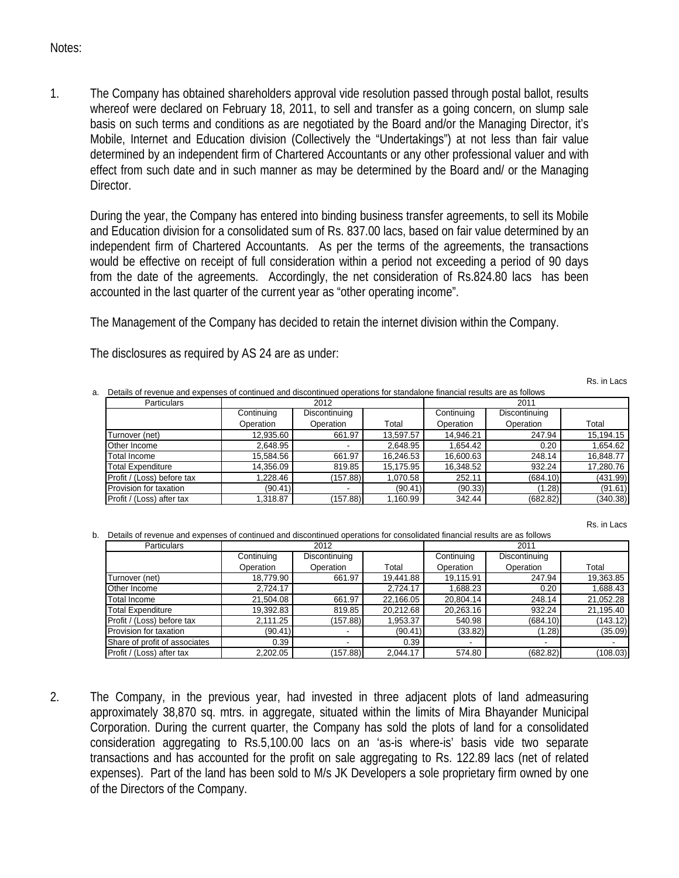Notes:

1. The Company has obtained shareholders approval vide resolution passed through postal ballot, results whereof were declared on February 18, 2011, to sell and transfer as a going concern, on slump sale basis on such terms and conditions as are negotiated by the Board and/or the Managing Director, it's Mobile, Internet and Education division (Collectively the "Undertakings") at not less than fair value determined by an independent firm of Chartered Accountants or any other professional valuer and with effect from such date and in such manner as may be determined by the Board and/ or the Managing Director.

   During the year, the Company has entered into binding business transfer agreements, to sell its Mobile and Education division for a consolidated sum of Rs. 837.00 lacs, based on fair value determined by an independent firm of Chartered Accountants. As per the terms of the agreements, the transactions would be effective on receipt of full consideration within a period not exceeding a period of 90 days from the date of the agreements. Accordingly, the net consideration of Rs.824.80 lacs has been accounted in the last quarter of the current year as "other operating income".

   The Management of the Company has decided to retain the internet division within the Company.

   The disclosures as required by AS 24 are as under:

Rs. in Lacs

a. Details of revenue and expenses of continued and discontinued operations for standalone financial results are as follows

| Particulars | 2012 | | | 2011 | | |
|---|---|---|---|---|---|---|
| | Continuing Operation | Discontinuing Operation | Total | Continuing Operation | Discontinuing Operation | Total |
| Turnover (net) | 12,935.60 | 661.97 | 13,597.57 | 14,946.21 | 247.94 | 15,194.15 |
| Other Income | 2,648.95 | - | 2,648.95 | 1,654.42 | 0.20 | 1,654.62 |
| Total Income | 15,584.56 | 661.97 | 16,246.53 | 16,600.63 | 248.14 | 16,848.77 |
| Total Expenditure | 14,356.09 | 819.85 | 15,175.95 | 16,348.52 | 932.24 | 17,280.76 |
| Profit / (Loss) before tax | 1,228.46 | (157.88) | 1,070.58 | 252.11 | (684.10) | (431.99) |
| Provision for taxation | (90.41) | - | (90.41) | (90.33) | (1.28) | (91.61) |
| Profit / (Loss) after tax | 1,318.87 | (157.88) | 1,160.99 | 342.44 | (682.82) | (340.38) |

Rs. in Lacs

b. Details of revenue and expenses of continued and discontinued operations for consolidated financial results are as follows

| Particulars | 2012 | | | 2011 | | |
|---|---|---|---|---|---|---|
| | Continuing Operation | Discontinuing Operation | Total | Continuing Operation | Discontinuing Operation | Total |
| Turnover (net) | 18,779.90 | 661.97 | 19,441.88 | 19,115.91 | 247.94 | 19,363.85 |
| Other Income | 2,724.17 | | 2,724.17 | 1,688.23 | 0.20 | 1,688.43 |
| Total Income | 21,504.08 | 661.97 | 22,166.05 | 20,804.14 | 248.14 | 21,052.28 |
| Total Expenditure | 19,392.83 | 819.85 | 20,212.68 | 20,263.16 | 932.24 | 21,195.40 |
| Profit / (Loss) before tax | 2,111.25 | (157.88) | 1,953.37 | 540.98 | (684.10) | (143.12) |
| Provision for taxation | (90.41) | - | (90.41) | (33.82) | (1.28) | (35.09) |
| Share of profit of associates | 0.39 | - | 0.39 | - | - | - |
| Profit / (Loss) after tax | 2,202.05 | (157.88) | 2,044.17 | 574.80 | (682.82) | (108.03) |

2. The Company, in the previous year, had invested in three adjacent plots of land admeasuring approximately 38,870 sq. mtrs. in aggregate, situated within the limits of Mira Bhayander Municipal Corporation. During the current quarter, the Company has sold the plots of land for a consolidated consideration aggregating to Rs.5,100.00 lacs on an 'as-is where-is' basis vide two separate transactions and has accounted for the profit on sale aggregating to Rs. 122.89 lacs (net of related expenses). Part of the land has been sold to M/s JK Developers a sole proprietary firm owned by one of the Directors of the Company.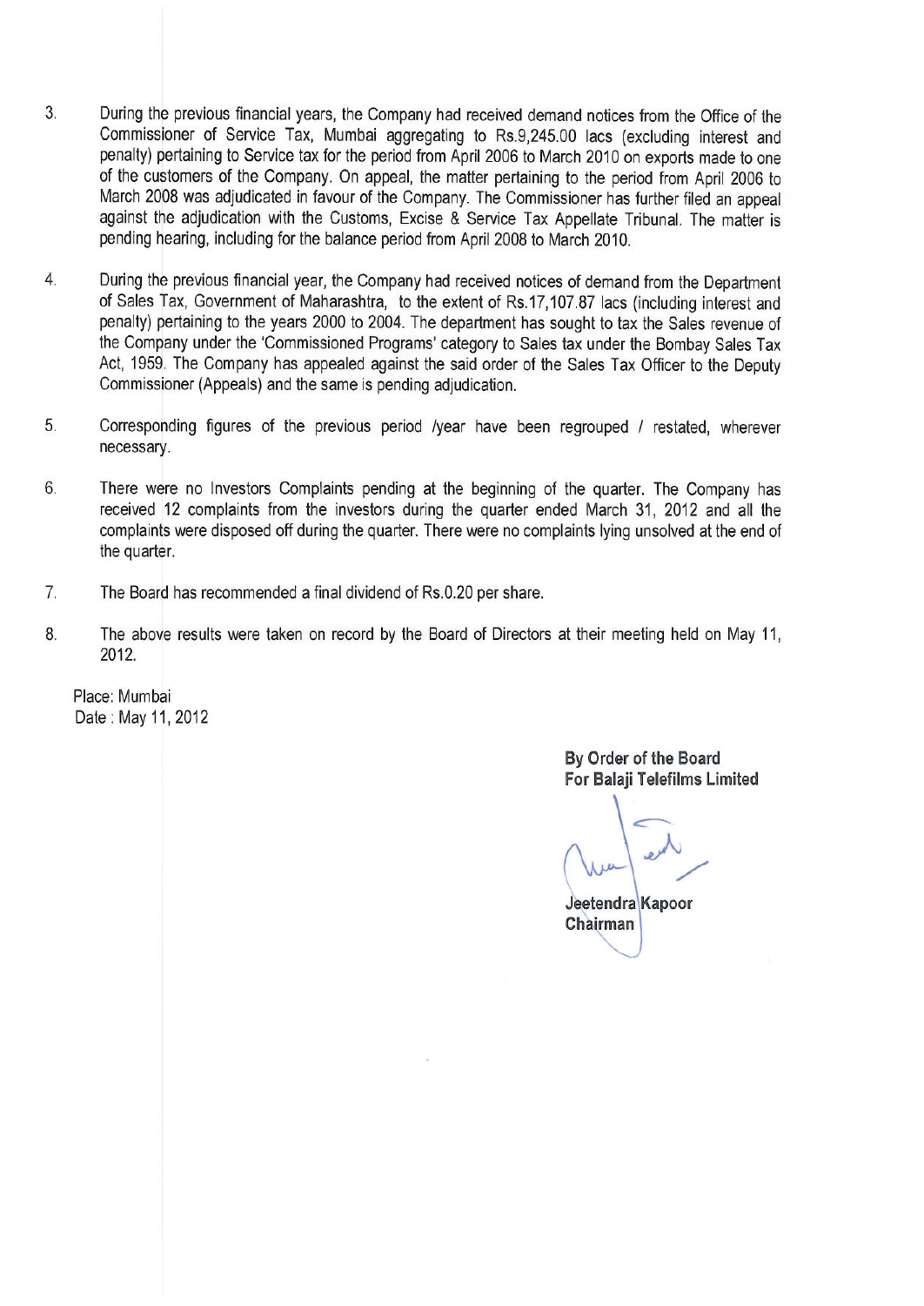3. During the previous financial years, the Company had received demand notices from the Office of the Commissioner of Service Tax, Mumbai aggregating to Rs.9,245.00 lacs (excluding interest and penalty) pertaining to Service tax for the period from April 2006 to March 2010 on exports made to one of the customers of the Company. On appeal, the matter pertaining to the period from April 2006 to March 2008 was adjudicated in favour of the Company. The Commissioner has further filed an appeal against the adjudication with the Customs, Excise & Service Tax Appellate Tribunal. The matter is pending hearing, including for the balance period from April 2008 to March 2010.

4. During the previous financial year, the Company had received notices of demand from the Department of Sales Tax, Government of Maharashtra, to the extent of Rs.17,107.87 lacs (including interest and penalty) pertaining to the years 2000 to 2004. The department has sought to tax the Sales revenue of the Company under the 'Commissioned Programs' category to Sales tax under the Bombay Sales Tax Act, 1959. The Company has appealed against the said order of the Sales Tax Officer to the Deputy Commissioner (Appeals) and the same is pending adjudication.

5. Corresponding figures of the previous period /year have been regrouped / restated, wherever necessary.

6. There were no Investors Complaints pending at the beginning of the quarter. The Company has received 12 complaints from the investors during the quarter ended March 31, 2012 and all the complaints were disposed off during the quarter. There were no complaints lying unsolved at the end of the quarter.

7. The Board has recommended a final dividend of Rs.0.20 per share.

8. The above results were taken on record by the Board of Directors at their meeting held on May 11, 2012.

Place: Mumbai
Date : May 11, 2012

**By Order of the Board**
**For Balaji Telefilms Limited**

Jeetendra Kapoor
Chairman